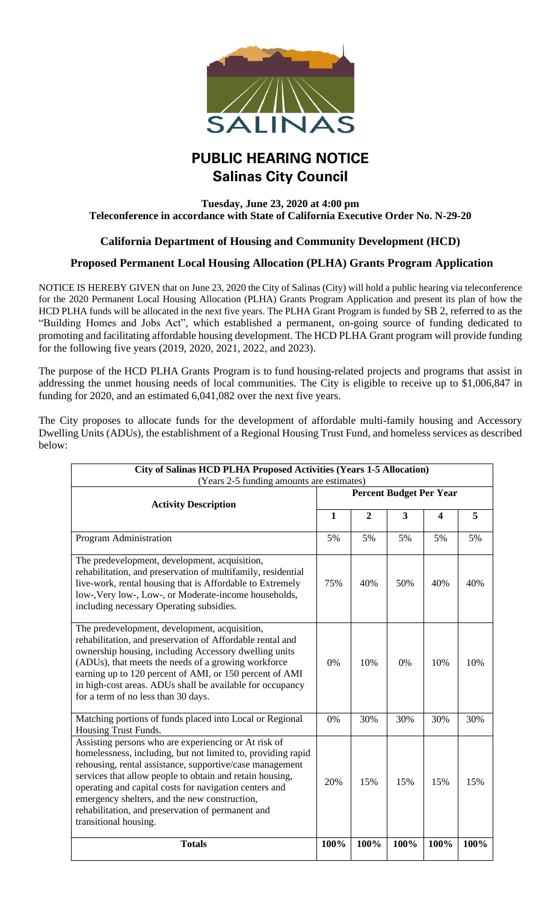# PUBLIC HEARING NOTICE

## Salinas City Council

**Tuesday, June 23, 2020 at 4:00 pm**
**Teleconference in accordance with State of California Executive Order No. N-29-20**

### California Department of Housing and Community Development (HCD)

### Proposed Permanent Local Housing Allocation (PLHA) Grants Program Application

NOTICE IS HEREBY GIVEN that on June 23, 2020 the City of Salinas (City) will hold a public hearing via teleconference for the 2020 Permanent Local Housing Allocation (PLHA) Grants Program Application and present its plan of how the HCD PLHA funds will be allocated in the next five years. The PLHA Grant Program is funded by SB 2, referred to as the "Building Homes and Jobs Act", which established a permanent, on-going source of funding dedicated to promoting and facilitating affordable housing development. The HCD PLHA Grant program will provide funding for the following five years (2019, 2020, 2021, 2022, and 2023).

The purpose of the HCD PLHA Grants Program is to fund housing-related projects and programs that assist in addressing the unmet housing needs of local communities. The City is eligible to receive up to $1,006,847 in funding for 2020, and an estimated 6,041,082 over the next five years.

The City proposes to allocate funds for the development of affordable multi-family housing and Accessory Dwelling Units (ADUs), the establishment of a Regional Housing Trust Fund, and homeless services as described below:

| City of Salinas HCD PLHA Proposed Activities (Years 1-5 Allocation) (Years 2-5 funding amounts are estimates) | | | | | |
|---|---|---|---|---|---|
| **Activity Description** | **Percent Budget Per Year** | | | | |
| | **1** | **2** | **3** | **4** | **5** |
| Program Administration | 5% | 5% | 5% | 5% | 5% |
| The predevelopment, development, acquisition, rehabilitation, and preservation of multifamily, residential live-work, rental housing that is Affordable to Extremely low-, Very low-, Low-, or Moderate-income households, including necessary Operating subsidies. | 75% | 40% | 50% | 40% | 40% |
| The predevelopment, development, acquisition, rehabilitation, and preservation of Affordable rental and ownership housing, including Accessory dwelling units (ADUs), that meets the needs of a growing workforce earning up to 120 percent of AMI, or 150 percent of AMI in high-cost areas. ADUs shall be available for occupancy for a term of no less than 30 days. | 0% | 10% | 0% | 10% | 10% |
| Matching portions of funds placed into Local or Regional Housing Trust Funds. | 0% | 30% | 30% | 30% | 30% |
| Assisting persons who are experiencing or At risk of homelessness, including, but not limited to, providing rapid rehousing, rental assistance, supportive/case management services that allow people to obtain and retain housing, operating and capital costs for navigation centers and emergency shelters, and the new construction, rehabilitation, and preservation of permanent and transitional housing. | 20% | 15% | 15% | 15% | 15% |
| **Totals** | **100%** | **100%** | **100%** | **100%** | **100%** |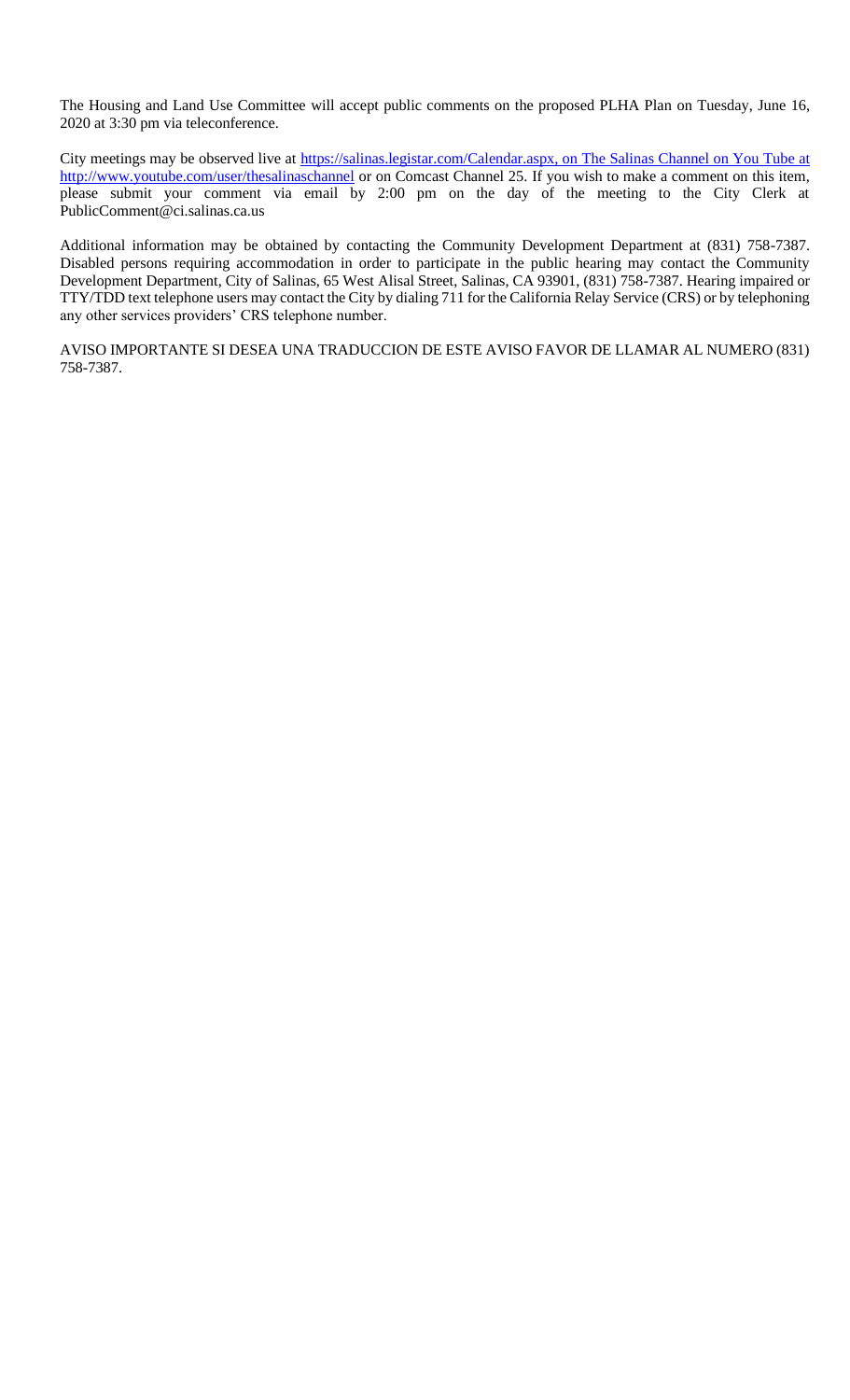The Housing and Land Use Committee will accept public comments on the proposed PLHA Plan on Tuesday, June 16, 2020 at 3:30 pm via teleconference.

City meetings may be observed live at https://salinas.legistar.com/Calendar.aspx, on The Salinas Channel on You Tube at http://www.youtube.com/user/thesalinaschannel or on Comcast Channel 25. If you wish to make a comment on this item, please submit your comment via email by 2:00 pm on the day of the meeting to the City Clerk at PublicComment@ci.salinas.ca.us

Additional information may be obtained by contacting the Community Development Department at (831) 758-7387. Disabled persons requiring accommodation in order to participate in the public hearing may contact the Community Development Department, City of Salinas, 65 West Alisal Street, Salinas, CA 93901, (831) 758-7387. Hearing impaired or TTY/TDD text telephone users may contact the City by dialing 711 for the California Relay Service (CRS) or by telephoning any other services providers' CRS telephone number.

AVISO IMPORTANTE SI DESEA UNA TRADUCCION DE ESTE AVISO FAVOR DE LLAMAR AL NUMERO (831) 758-7387.